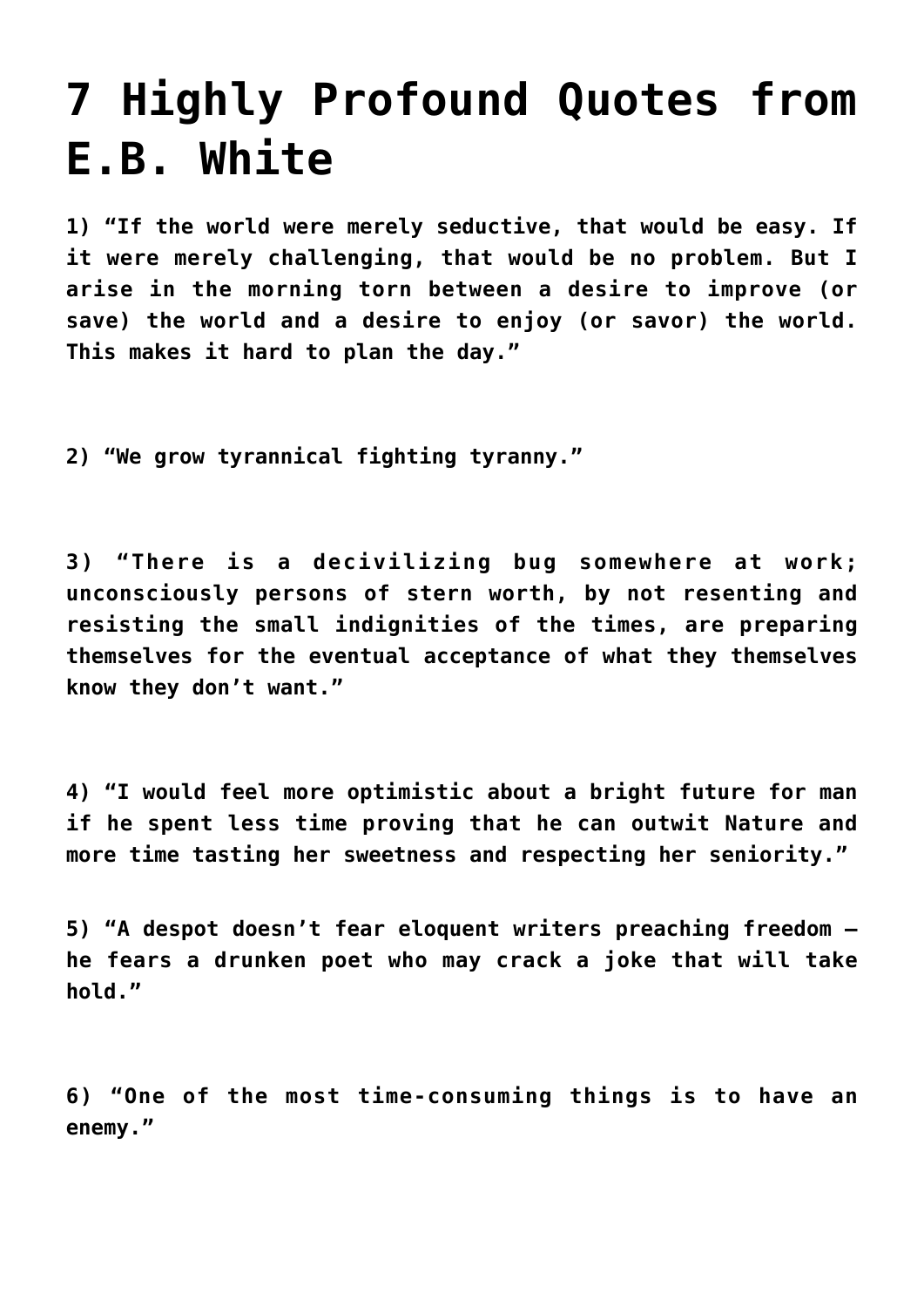# 7 Highly Profound Quotes from E.B. White

**1) "If the world were merely seductive, that would be easy. If it were merely challenging, that would be no problem. But I arise in the morning torn between a desire to improve (or save) the world and a desire to enjoy (or savor) the world. This makes it hard to plan the day."**

**2) "We grow tyrannical fighting tyranny."**

**3) "There is a decivilizing bug somewhere at work; unconsciously persons of stern worth, by not resenting and resisting the small indignities of the times, are preparing themselves for the eventual acceptance of what they themselves know they don't want."**

**4) "I would feel more optimistic about a bright future for man if he spent less time proving that he can outwit Nature and more time tasting her sweetness and respecting her seniority."**

**5) "A despot doesn't fear eloquent writers preaching freedom – he fears a drunken poet who may crack a joke that will take hold."**

**6) "One of the most time-consuming things is to have an enemy."**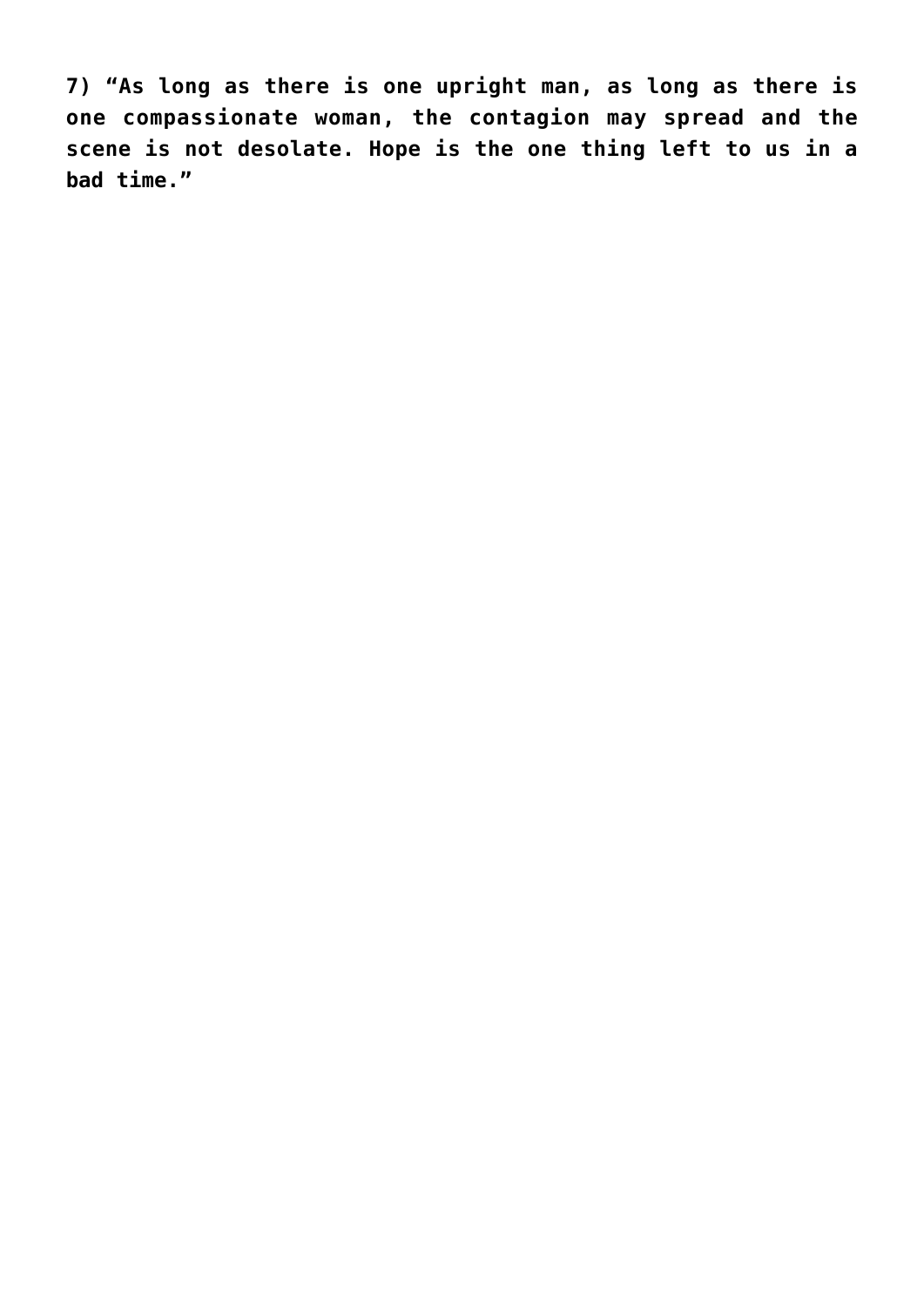**7) “As long as there is one upright man, as long as there is one compassionate woman, the contagion may spread and the scene is not desolate. Hope is the one thing left to us in a bad time.”**